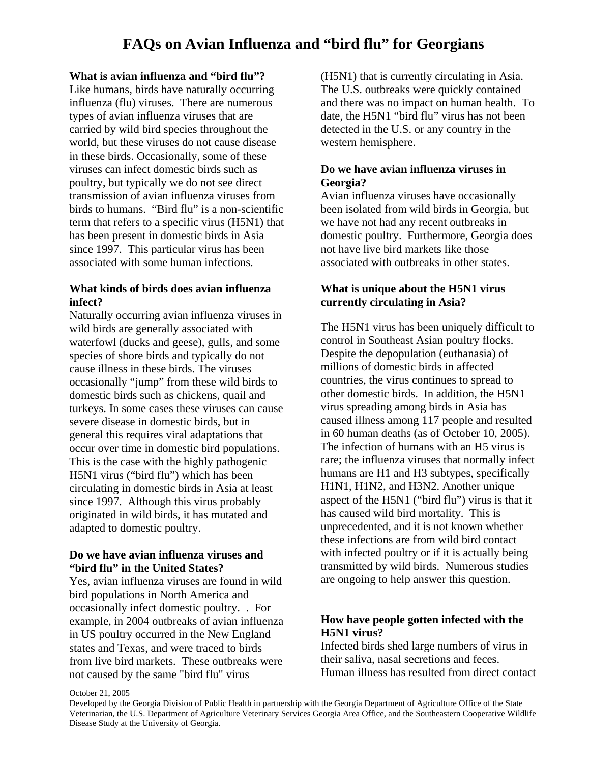# FAQs on Avian Influenza and "bird flu" for Georgians

**What is avian influenza and "bird flu"?**

Like humans, birds have naturally occurring influenza (flu) viruses. There are numerous types of avian influenza viruses that are carried by wild bird species throughout the world, but these viruses do not cause disease in these birds. Occasionally, some of these viruses can infect domestic birds such as poultry, but typically we do not see direct transmission of avian influenza viruses from birds to humans. "Bird flu" is a non-scientific term that refers to a specific virus (H5N1) that has been present in domestic birds in Asia since 1997. This particular virus has been associated with some human infections.

**What kinds of birds does avian influenza infect?**

Naturally occurring avian influenza viruses in wild birds are generally associated with waterfowl (ducks and geese), gulls, and some species of shore birds and typically do not cause illness in these birds. The viruses occasionally "jump" from these wild birds to domestic birds such as chickens, quail and turkeys. In some cases these viruses can cause severe disease in domestic birds, but in general this requires viral adaptations that occur over time in domestic bird populations. This is the case with the highly pathogenic H5N1 virus ("bird flu") which has been circulating in domestic birds in Asia at least since 1997. Although this virus probably originated in wild birds, it has mutated and adapted to domestic poultry.

**Do we have avian influenza viruses and "bird flu" in the United States?**

Yes, avian influenza viruses are found in wild bird populations in North America and occasionally infect domestic poultry. . For example, in 2004 outbreaks of avian influenza in US poultry occurred in the New England states and Texas, and were traced to birds from live bird markets. These outbreaks were not caused by the same "bird flu" virus (H5N1) that is currently circulating in Asia. The U.S. outbreaks were quickly contained and there was no impact on human health. To date, the H5N1 "bird flu" virus has not been detected in the U.S. or any country in the western hemisphere.

**Do we have avian influenza viruses in Georgia?**

Avian influenza viruses have occasionally been isolated from wild birds in Georgia, but we have not had any recent outbreaks in domestic poultry. Furthermore, Georgia does not have live bird markets like those associated with outbreaks in other states.

**What is unique about the H5N1 virus currently circulating in Asia?**

The H5N1 virus has been uniquely difficult to control in Southeast Asian poultry flocks. Despite the depopulation (euthanasia) of millions of domestic birds in affected countries, the virus continues to spread to other domestic birds. In addition, the H5N1 virus spreading among birds in Asia has caused illness among 117 people and resulted in 60 human deaths (as of October 10, 2005). The infection of humans with an H5 virus is rare; the influenza viruses that normally infect humans are H1 and H3 subtypes, specifically H1N1, H1N2, and H3N2. Another unique aspect of the H5N1 ("bird flu") virus is that it has caused wild bird mortality. This is unprecedented, and it is not known whether these infections are from wild bird contact with infected poultry or if it is actually being transmitted by wild birds. Numerous studies are ongoing to help answer this question.

**How have people gotten infected with the H5N1 virus?**

Infected birds shed large numbers of virus in their saliva, nasal secretions and feces. Human illness has resulted from direct contact

October 21, 2005

Developed by the Georgia Division of Public Health in partnership with the Georgia Department of Agriculture Office of the State Veterinarian, the U.S. Department of Agriculture Veterinary Services Georgia Area Office, and the Southeastern Cooperative Wildlife Disease Study at the University of Georgia.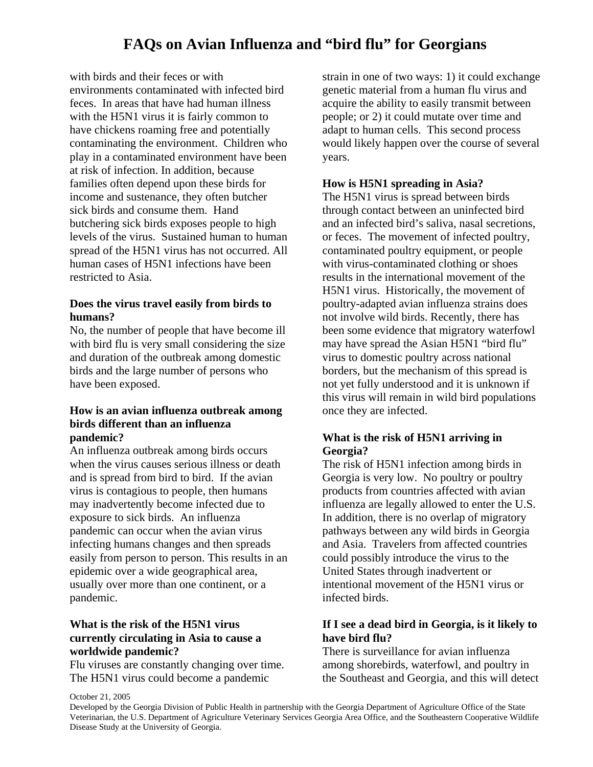with birds and their feces or with environments contaminated with infected bird feces. In areas that have had human illness with the H5N1 virus it is fairly common to have chickens roaming free and potentially contaminating the environment. Children who play in a contaminated environment have been at risk of infection. In addition, because families often depend upon these birds for income and sustenance, they often butcher sick birds and consume them. Hand butchering sick birds exposes people to high levels of the virus. Sustained human to human spread of the H5N1 virus has not occurred. All human cases of H5N1 infections have been restricted to Asia.

**Does the virus travel easily from birds to humans?**
No, the number of people that have become ill with bird flu is very small considering the size and duration of the outbreak among domestic birds and the large number of persons who have been exposed.

**How is an avian influenza outbreak among birds different than an influenza pandemic?**
An influenza outbreak among birds occurs when the virus causes serious illness or death and is spread from bird to bird. If the avian virus is contagious to people, then humans may inadvertently become infected due to exposure to sick birds. An influenza pandemic can occur when the avian virus infecting humans changes and then spreads easily from person to person. This results in an epidemic over a wide geographical area, usually over more than one continent, or a pandemic.

**What is the risk of the H5N1 virus currently circulating in Asia to cause a worldwide pandemic?**
Flu viruses are constantly changing over time. The H5N1 virus could become a pandemic strain in one of two ways: 1) it could exchange genetic material from a human flu virus and acquire the ability to easily transmit between people; or 2) it could mutate over time and adapt to human cells. This second process would likely happen over the course of several years.

**How is H5N1 spreading in Asia?**
The H5N1 virus is spread between birds through contact between an uninfected bird and an infected bird's saliva, nasal secretions, or feces. The movement of infected poultry, contaminated poultry equipment, or people with virus-contaminated clothing or shoes results in the international movement of the H5N1 virus. Historically, the movement of poultry-adapted avian influenza strains does not involve wild birds. Recently, there has been some evidence that migratory waterfowl may have spread the Asian H5N1 "bird flu" virus to domestic poultry across national borders, but the mechanism of this spread is not yet fully understood and it is unknown if this virus will remain in wild bird populations once they are infected.

**What is the risk of H5N1 arriving in Georgia?**
The risk of H5N1 infection among birds in Georgia is very low. No poultry or poultry products from countries affected with avian influenza are legally allowed to enter the U.S. In addition, there is no overlap of migratory pathways between any wild birds in Georgia and Asia. Travelers from affected countries could possibly introduce the virus to the United States through inadvertent or intentional movement of the H5N1 virus or infected birds.

**If I see a dead bird in Georgia, is it likely to have bird flu?**
There is surveillance for avian influenza among shorebirds, waterfowl, and poultry in the Southeast and Georgia, and this will detect

October 21, 2005
Developed by the Georgia Division of Public Health in partnership with the Georgia Department of Agriculture Office of the State Veterinarian, the U.S. Department of Agriculture Veterinary Services Georgia Area Office, and the Southeastern Cooperative Wildlife Disease Study at the University of Georgia.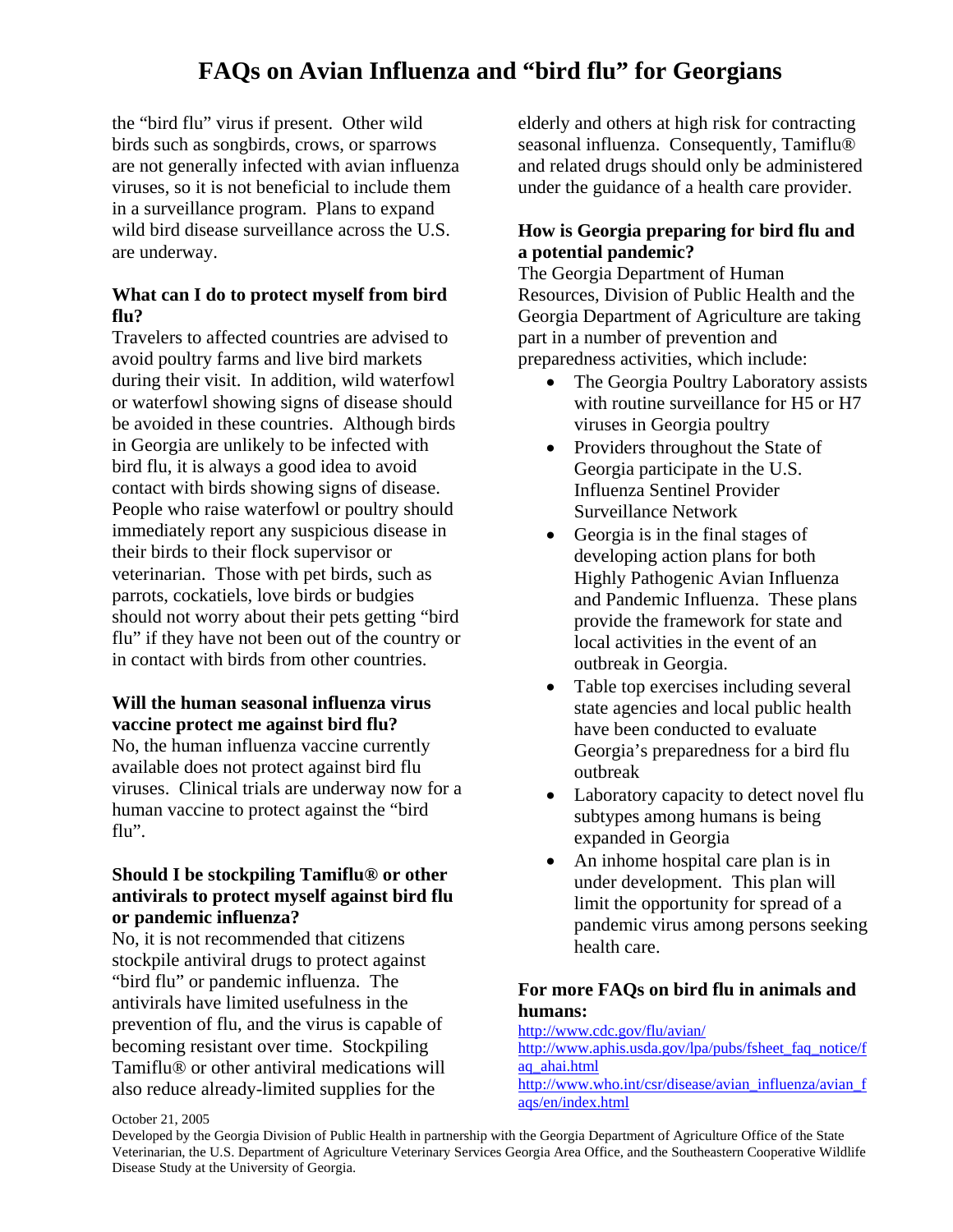the "bird flu" virus if present. Other wild birds such as songbirds, crows, or sparrows are not generally infected with avian influenza viruses, so it is not beneficial to include them in a surveillance program. Plans to expand wild bird disease surveillance across the U.S. are underway.

**What can I do to protect myself from bird flu?**

Travelers to affected countries are advised to avoid poultry farms and live bird markets during their visit. In addition, wild waterfowl or waterfowl showing signs of disease should be avoided in these countries. Although birds in Georgia are unlikely to be infected with bird flu, it is always a good idea to avoid contact with birds showing signs of disease. People who raise waterfowl or poultry should immediately report any suspicious disease in their birds to their flock supervisor or veterinarian. Those with pet birds, such as parrots, cockatiels, love birds or budgies should not worry about their pets getting "bird flu" if they have not been out of the country or in contact with birds from other countries.

**Will the human seasonal influenza virus vaccine protect me against bird flu?**

No, the human influenza vaccine currently available does not protect against bird flu viruses. Clinical trials are underway now for a human vaccine to protect against the "bird flu".

**Should I be stockpiling Tamiflu® or other antivirals to protect myself against bird flu or pandemic influenza?**

No, it is not recommended that citizens stockpile antiviral drugs to protect against "bird flu" or pandemic influenza. The antivirals have limited usefulness in the prevention of flu, and the virus is capable of becoming resistant over time. Stockpiling Tamiflu® or other antiviral medications will also reduce already-limited supplies for the elderly and others at high risk for contracting seasonal influenza. Consequently, Tamiflu® and related drugs should only be administered under the guidance of a health care provider.

**How is Georgia preparing for bird flu and a potential pandemic?**

The Georgia Department of Human Resources, Division of Public Health and the Georgia Department of Agriculture are taking part in a number of prevention and preparedness activities, which include:

- The Georgia Poultry Laboratory assists with routine surveillance for H5 or H7 viruses in Georgia poultry
- Providers throughout the State of Georgia participate in the U.S. Influenza Sentinel Provider Surveillance Network
- Georgia is in the final stages of developing action plans for both Highly Pathogenic Avian Influenza and Pandemic Influenza. These plans provide the framework for state and local activities in the event of an outbreak in Georgia.
- Table top exercises including several state agencies and local public health have been conducted to evaluate Georgia's preparedness for a bird flu outbreak
- Laboratory capacity to detect novel flu subtypes among humans is being expanded in Georgia
- An inhome hospital care plan is in under development. This plan will limit the opportunity for spread of a pandemic virus among persons seeking health care.

**For more FAQs on bird flu in animals and humans:**

http://www.cdc.gov/flu/avian/
http://www.aphis.usda.gov/lpa/pubs/fsheet_faq_notice/faq_ahai.html
http://www.who.int/csr/disease/avian_influenza/avian_faqs/en/index.html

October 21, 2005

Developed by the Georgia Division of Public Health in partnership with the Georgia Department of Agriculture Office of the State Veterinarian, the U.S. Department of Agriculture Veterinary Services Georgia Area Office, and the Southeastern Cooperative Wildlife Disease Study at the University of Georgia.